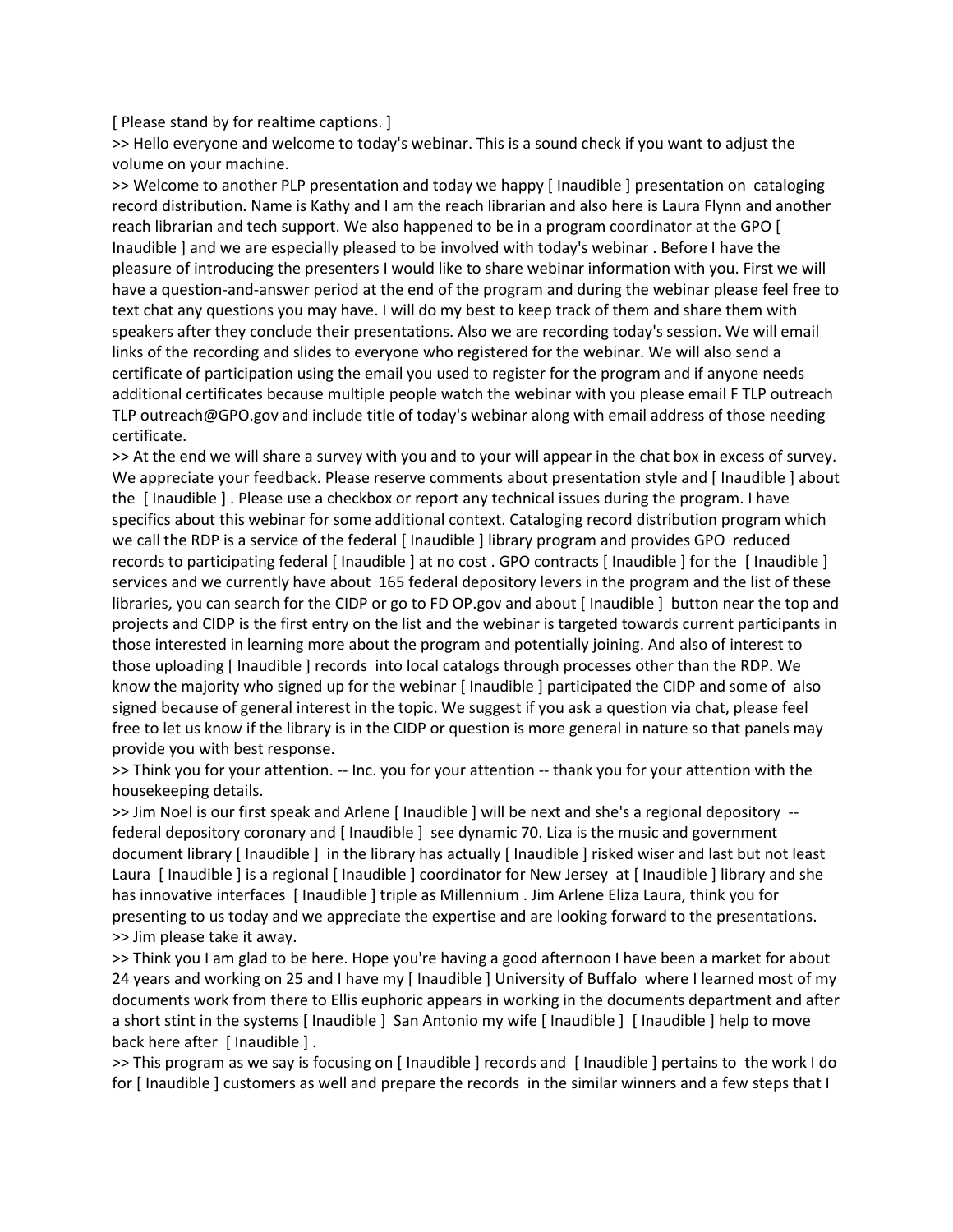[ Please stand by for realtime captions. ]

>> Hello everyone and welcome to today's webinar. This is a sound check if you want to adjust the volume on your machine.

>> Welcome to another PLP presentation and today we happy [ Inaudible ] presentation on cataloging record distribution. Name is Kathy and I am the reach librarian and also here is Laura Flynn and another reach librarian and tech support. We also happened to be in a program coordinator at the GPO [ Inaudible ] and we are especially pleased to be involved with today's webinar . Before I have the pleasure of introducing the presenters I would like to share webinar information with you. First we will have a question-and-answer period at the end of the program and during the webinar please feel free to text chat any questions you may have. I will do my best to keep track of them and share them with speakers after they conclude their presentations. Also we are recording today's session. We will email links of the recording and slides to everyone who registered for the webinar. We will also send a certificate of participation using the email you used to register for the program and if anyone needs additional certificates because multiple people watch the webinar with you please email F TLP outreach TLP outreach@GPO.gov and include title of today's webinar along with email address of those needing certificate.

>> At the end we will share a survey with you and to your will appear in the chat box in excess of survey. We appreciate your feedback. Please reserve comments about presentation style and [ Inaudible ] about the [ Inaudible ] . Please use a checkbox or report any technical issues during the program. I have specifics about this webinar for some additional context. Cataloging record distribution program which we call the RDP is a service of the federal [ Inaudible ] library program and provides GPO reduced records to participating federal [ Inaudible ] at no cost . GPO contracts [ Inaudible ] for the [ Inaudible ] services and we currently have about 165 federal depository levers in the program and the list of these libraries, you can search for the CIDP or go to FD OP.gov and about [ Inaudible ] button near the top and projects and CIDP is the first entry on the list and the webinar is targeted towards current participants in those interested in learning more about the program and potentially joining. And also of interest to those uploading [ Inaudible ] records into local catalogs through processes other than the RDP. We know the majority who signed up for the webinar [ Inaudible ] participated the CIDP and some of also signed because of general interest in the topic. We suggest if you ask a question via chat, please feel free to let us know if the library is in the CIDP or question is more general in nature so that panels may provide you with best response.

>> Think you for your attention. -- Inc. you for your attention -- thank you for your attention with the housekeeping details.

>> Jim Noel is our first speak and Arlene [ Inaudible ] will be next and she's a regional depository -- federal depository coronary and [ Inaudible ] see dynamic 70. Liza is the music and government document library [ Inaudible ] in the library has actually [ Inaudible ] risked wiser and last but not least Laura [ Inaudible ] is a regional [ Inaudible ] coordinator for New Jersey at [ Inaudible ] library and she has innovative interfaces [ Inaudible ] triple as Millennium . Jim Arlene Eliza Laura, think you for presenting to us today and we appreciate the expertise and are looking forward to the presentations.

>> Jim please take it away.

>> Think you I am glad to be here. Hope you're having a good afternoon I have been a market for about 24 years and working on 25 and I have my [ Inaudible ] University of Buffalo where I learned most of my documents work from there to Ellis euphoric appears in working in the documents department and after a short stint in the systems [ Inaudible ] San Antonio my wife [ Inaudible ] [ Inaudible ] help to move back here after [ Inaudible ] .

>> This program as we say is focusing on [ Inaudible ] records and [ Inaudible ] pertains to the work I do for [ Inaudible ] customers as well and prepare the records in the similar winners and a few steps that I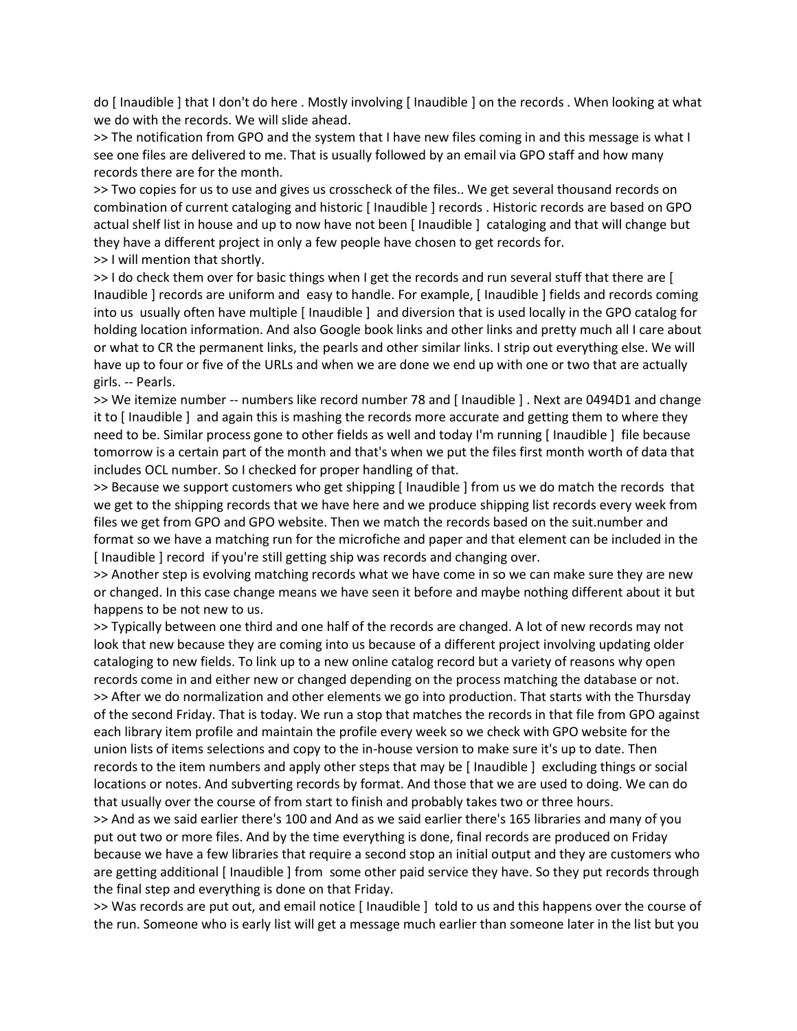do [ Inaudible ] that I don't do here . Mostly involving [ Inaudible ] on the records . When looking at what we do with the records. We will slide ahead.

>> The notification from GPO and the system that I have new files coming in and this message is what I see one files are delivered to me. That is usually followed by an email via GPO staff and how many records there are for the month.

>> Two copies for us to use and gives us crosscheck of the files.. We get several thousand records on combination of current cataloging and historic [ Inaudible ] records . Historic records are based on GPO actual shelf list in house and up to now have not been [ Inaudible ] cataloging and that will change but they have a different project in only a few people have chosen to get records for.

>> I will mention that shortly.

>> I do check them over for basic things when I get the records and run several stuff that there are [ Inaudible ] records are uniform and easy to handle. For example, [ Inaudible ] fields and records coming into us usually often have multiple [ Inaudible ] and diversion that is used locally in the GPO catalog for holding location information. And also Google book links and other links and pretty much all I care about or what to CR the permanent links, the pearls and other similar links. I strip out everything else. We will have up to four or five of the URLs and when we are done we end up with one or two that are actually girls. -- Pearls.

>> We itemize number -- numbers like record number 78 and [ Inaudible ] . Next are 0494D1 and change it to [ Inaudible ] and again this is mashing the records more accurate and getting them to where they need to be. Similar process gone to other fields as well and today I'm running [ Inaudible ] file because tomorrow is a certain part of the month and that's when we put the files first month worth of data that includes OCL number. So I checked for proper handling of that.

>> Because we support customers who get shipping [ Inaudible ] from us we do match the records that we get to the shipping records that we have here and we produce shipping list records every week from files we get from GPO and GPO website. Then we match the records based on the suit.number and format so we have a matching run for the microfiche and paper and that element can be included in the [ Inaudible ] record if you're still getting ship was records and changing over.

>> Another step is evolving matching records what we have come in so we can make sure they are new or changed. In this case change means we have seen it before and maybe nothing different about it but happens to be not new to us.

>> Typically between one third and one half of the records are changed. A lot of new records may not look that new because they are coming into us because of a different project involving updating older cataloging to new fields. To link up to a new online catalog record but a variety of reasons why open records come in and either new or changed depending on the process matching the database or not.

>> After we do normalization and other elements we go into production. That starts with the Thursday of the second Friday. That is today. We run a stop that matches the records in that file from GPO against each library item profile and maintain the profile every week so we check with GPO website for the union lists of items selections and copy to the in-house version to make sure it's up to date. Then records to the item numbers and apply other steps that may be [ Inaudible ] excluding things or social locations or notes. And subverting records by format. And those that we are used to doing. We can do that usually over the course of from start to finish and probably takes two or three hours.

>> And as we said earlier there's 100 and And as we said earlier there's 165 libraries and many of you put out two or more files. And by the time everything is done, final records are produced on Friday because we have a few libraries that require a second stop an initial output and they are customers who are getting additional [ Inaudible ] from some other paid service they have. So they put records through the final step and everything is done on that Friday.

>> Was records are put out, and email notice [ Inaudible ] told to us and this happens over the course of the run. Someone who is early list will get a message much earlier than someone later in the list but you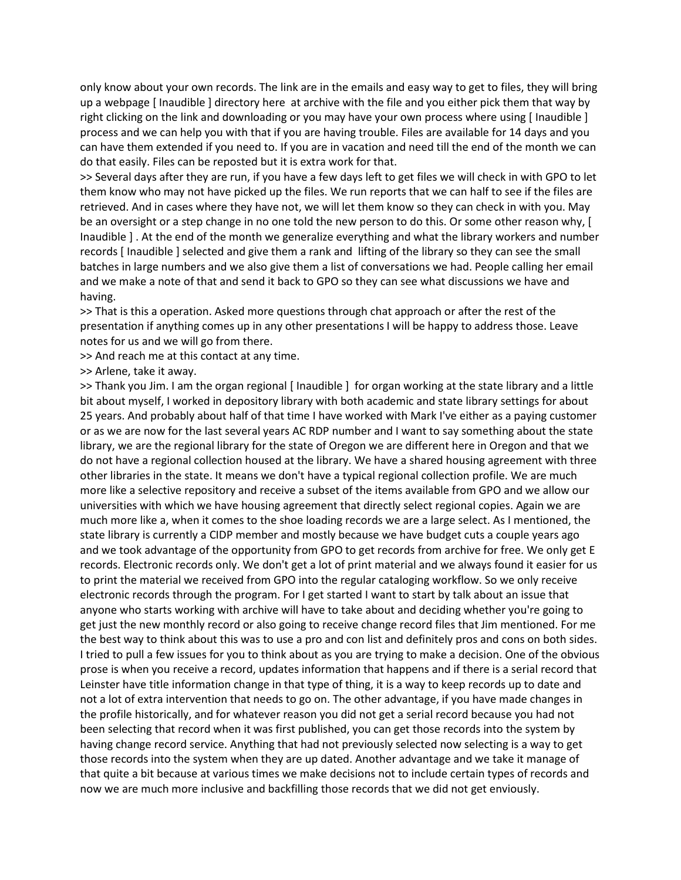only know about your own records. The link are in the emails and easy way to get to files, they will bring up a webpage [ Inaudible ] directory here at archive with the file and you either pick them that way by right clicking on the link and downloading or you may have your own process where using [ Inaudible ] process and we can help you with that if you are having trouble. Files are available for 14 days and you can have them extended if you need to. If you are in vacation and need till the end of the month we can do that easily. Files can be reposted but it is extra work for that.

>> Several days after they are run, if you have a few days left to get files we will check in with GPO to let them know who may not have picked up the files. We run reports that we can half to see if the files are retrieved. And in cases where they have not, we will let them know so they can check in with you. May be an oversight or a step change in no one told the new person to do this. Or some other reason why, [ Inaudible ] . At the end of the month we generalize everything and what the library workers and number records [ Inaudible ] selected and give them a rank and lifting of the library so they can see the small batches in large numbers and we also give them a list of conversations we had. People calling her email and we make a note of that and send it back to GPO so they can see what discussions we have and having.

>> That is this a operation. Asked more questions through chat approach or after the rest of the presentation if anything comes up in any other presentations I will be happy to address those. Leave notes for us and we will go from there.

>> And reach me at this contact at any time.

>> Arlene, take it away.

>> Thank you Jim. I am the organ regional [ Inaudible ] for organ working at the state library and a little bit about myself, I worked in depository library with both academic and state library settings for about 25 years. And probably about half of that time I have worked with Mark I've either as a paying customer or as we are now for the last several years AC RDP number and I want to say something about the state library, we are the regional library for the state of Oregon we are different here in Oregon and that we do not have a regional collection housed at the library. We have a shared housing agreement with three other libraries in the state. It means we don't have a typical regional collection profile. We are much more like a selective repository and receive a subset of the items available from GPO and we allow our universities with which we have housing agreement that directly select regional copies. Again we are much more like a, when it comes to the shoe loading records we are a large select. As I mentioned, the state library is currently a CIDP member and mostly because we have budget cuts a couple years ago and we took advantage of the opportunity from GPO to get records from archive for free. We only get E records. Electronic records only. We don't get a lot of print material and we always found it easier for us to print the material we received from GPO into the regular cataloging workflow. So we only receive electronic records through the program. For I get started I want to start by talk about an issue that anyone who starts working with archive will have to take about and deciding whether you're going to get just the new monthly record or also going to receive change record files that Jim mentioned. For me the best way to think about this was to use a pro and con list and definitely pros and cons on both sides. I tried to pull a few issues for you to think about as you are trying to make a decision. One of the obvious prose is when you receive a record, updates information that happens and if there is a serial record that Leinster have title information change in that type of thing, it is a way to keep records up to date and not a lot of extra intervention that needs to go on. The other advantage, if you have made changes in the profile historically, and for whatever reason you did not get a serial record because you had not been selecting that record when it was first published, you can get those records into the system by having change record service. Anything that had not previously selected now selecting is a way to get those records into the system when they are up dated. Another advantage and we take it manage of that quite a bit because at various times we make decisions not to include certain types of records and now we are much more inclusive and backfilling those records that we did not get enviously.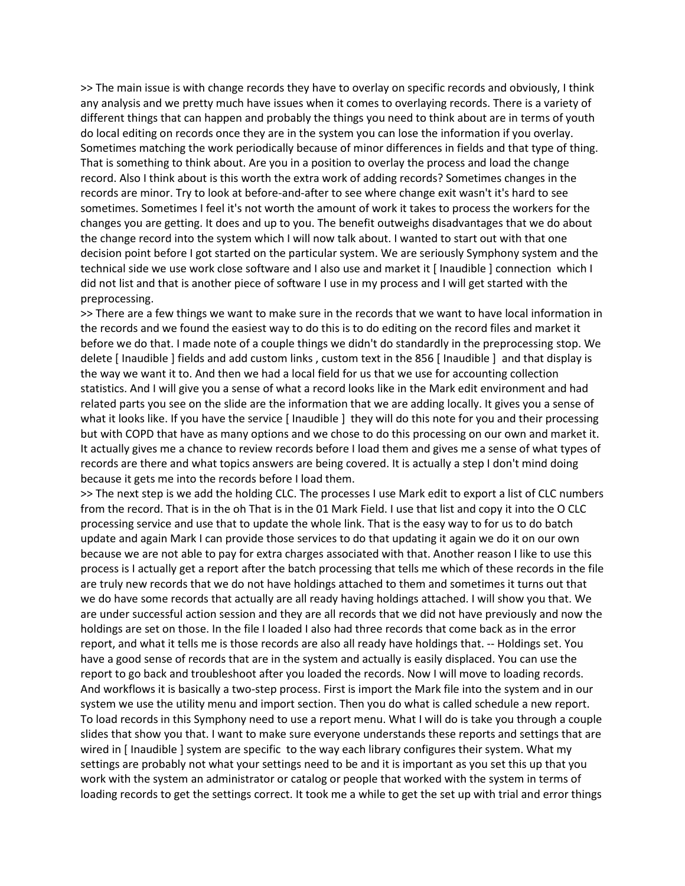>> The main issue is with change records they have to overlay on specific records and obviously, I think any analysis and we pretty much have issues when it comes to overlaying records. There is a variety of different things that can happen and probably the things you need to think about are in terms of youth do local editing on records once they are in the system you can lose the information if you overlay. Sometimes matching the work periodically because of minor differences in fields and that type of thing. That is something to think about. Are you in a position to overlay the process and load the change record. Also I think about is this worth the extra work of adding records? Sometimes changes in the records are minor. Try to look at before-and-after to see where change exit wasn't it's hard to see sometimes. Sometimes I feel it's not worth the amount of work it takes to process the workers for the changes you are getting. It does and up to you. The benefit outweighs disadvantages that we do about the change record into the system which I will now talk about. I wanted to start out with that one decision point before I got started on the particular system. We are seriously Symphony system and the technical side we use work close software and I also use and market it [ Inaudible ] connection which I did not list and that is another piece of software I use in my process and I will get started with the preprocessing.

>> There are a few things we want to make sure in the records that we want to have local information in the records and we found the easiest way to do this is to do editing on the record files and market it before we do that. I made note of a couple things we didn't do standardly in the preprocessing stop. We delete [ Inaudible ] fields and add custom links , custom text in the 856 [ Inaudible ] and that display is the way we want it to. And then we had a local field for us that we use for accounting collection statistics. And I will give you a sense of what a record looks like in the Mark edit environment and had related parts you see on the slide are the information that we are adding locally. It gives you a sense of what it looks like. If you have the service [ Inaudible ] they will do this note for you and their processing but with COPD that have as many options and we chose to do this processing on our own and market it. It actually gives me a chance to review records before I load them and gives me a sense of what types of records are there and what topics answers are being covered. It is actually a step I don't mind doing because it gets me into the records before I load them.

>> The next step is we add the holding CLC. The processes I use Mark edit to export a list of CLC numbers from the record. That is in the oh That is in the 01 Mark Field. I use that list and copy it into the O CLC processing service and use that to update the whole link. That is the easy way to for us to do batch update and again Mark I can provide those services to do that updating it again we do it on our own because we are not able to pay for extra charges associated with that. Another reason I like to use this process is I actually get a report after the batch processing that tells me which of these records in the file are truly new records that we do not have holdings attached to them and sometimes it turns out that we do have some records that actually are all ready having holdings attached. I will show you that. We are under successful action session and they are all records that we did not have previously and now the holdings are set on those. In the file I loaded I also had three records that come back as in the error report, and what it tells me is those records are also all ready have holdings that. -- Holdings set. You have a good sense of records that are in the system and actually is easily displaced. You can use the report to go back and troubleshoot after you loaded the records. Now I will move to loading records. And workflows it is basically a two-step process. First is import the Mark file into the system and in our system we use the utility menu and import section. Then you do what is called schedule a new report. To load records in this Symphony need to use a report menu. What I will do is take you through a couple slides that show you that. I want to make sure everyone understands these reports and settings that are wired in [ Inaudible ] system are specific to the way each library configures their system. What my settings are probably not what your settings need to be and it is important as you set this up that you work with the system an administrator or catalog or people that worked with the system in terms of loading records to get the settings correct. It took me a while to get the set up with trial and error things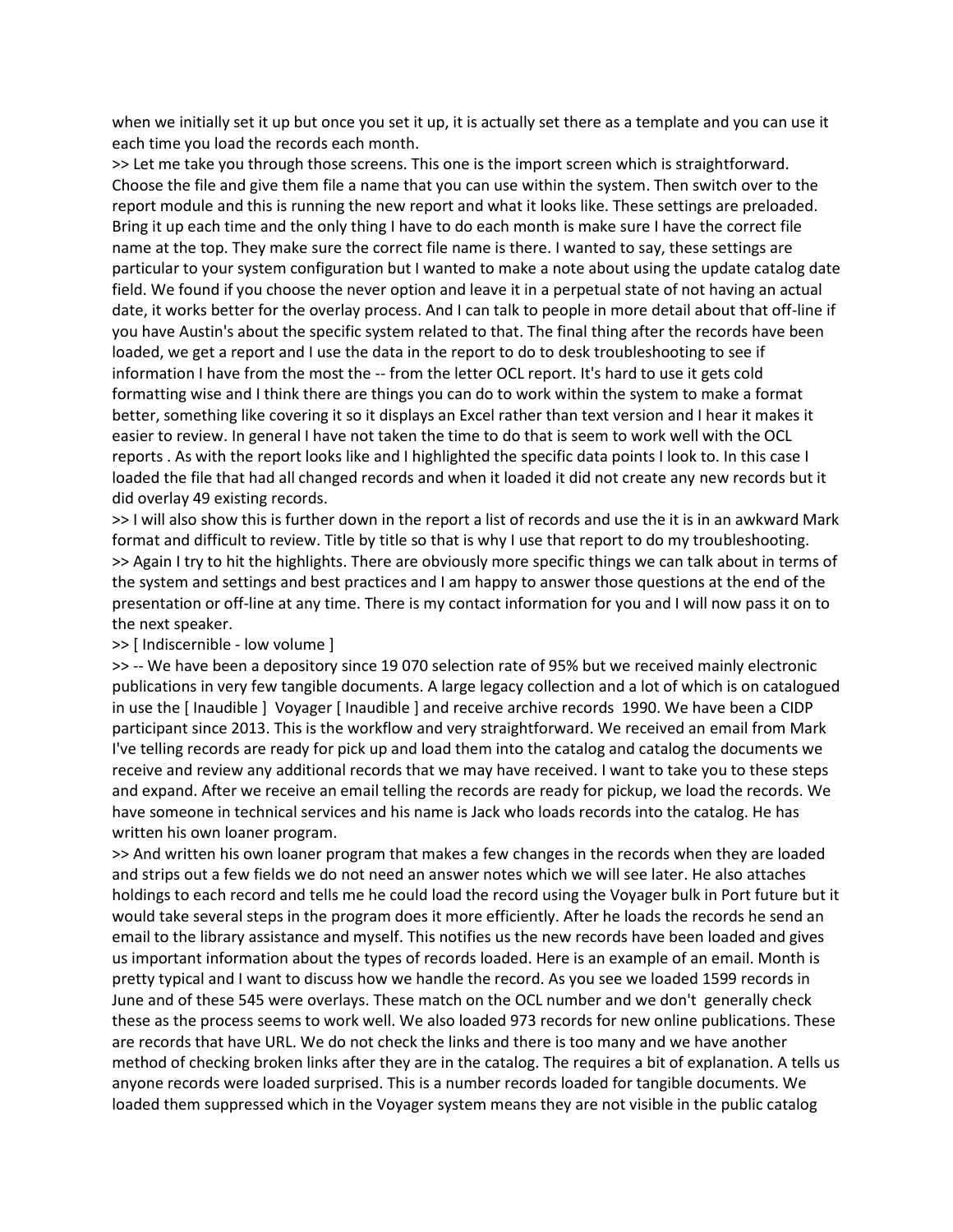when we initially set it up but once you set it up, it is actually set there as a template and you can use it each time you load the records each month.

>> Let me take you through those screens. This one is the import screen which is straightforward. Choose the file and give them file a name that you can use within the system. Then switch over to the report module and this is running the new report and what it looks like. These settings are preloaded. Bring it up each time and the only thing I have to do each month is make sure I have the correct file name at the top. They make sure the correct file name is there. I wanted to say, these settings are particular to your system configuration but I wanted to make a note about using the update catalog date field. We found if you choose the never option and leave it in a perpetual state of not having an actual date, it works better for the overlay process. And I can talk to people in more detail about that off-line if you have Austin's about the specific system related to that. The final thing after the records have been loaded, we get a report and I use the data in the report to do to desk troubleshooting to see if information I have from the most the -- from the letter OCL report. It's hard to use it gets cold formatting wise and I think there are things you can do to work within the system to make a format better, something like covering it so it displays an Excel rather than text version and I hear it makes it easier to review. In general I have not taken the time to do that is seem to work well with the OCL reports . As with the report looks like and I highlighted the specific data points I look to. In this case I loaded the file that had all changed records and when it loaded it did not create any new records but it did overlay 49 existing records.

>> I will also show this is further down in the report a list of records and use the it is in an awkward Mark format and difficult to review. Title by title so that is why I use that report to do my troubleshooting.

>> Again I try to hit the highlights. There are obviously more specific things we can talk about in terms of the system and settings and best practices and I am happy to answer those questions at the end of the presentation or off-line at any time. There is my contact information for you and I will now pass it on to the next speaker.

>> [ Indiscernible - low volume ]

>> -- We have been a depository since 19 070 selection rate of 95% but we received mainly electronic publications in very few tangible documents. A large legacy collection and a lot of which is on catalogued in use the [ Inaudible ] Voyager [ Inaudible ] and receive archive records 1990. We have been a CIDP participant since 2013. This is the workflow and very straightforward. We received an email from Mark I've telling records are ready for pick up and load them into the catalog and catalog the documents we receive and review any additional records that we may have received. I want to take you to these steps and expand. After we receive an email telling the records are ready for pickup, we load the records. We have someone in technical services and his name is Jack who loads records into the catalog. He has written his own loaner program.

>> And written his own loaner program that makes a few changes in the records when they are loaded and strips out a few fields we do not need an answer notes which we will see later. He also attaches holdings to each record and tells me he could load the record using the Voyager bulk in Port future but it would take several steps in the program does it more efficiently. After he loads the records he send an email to the library assistance and myself. This notifies us the new records have been loaded and gives us important information about the types of records loaded. Here is an example of an email. Month is pretty typical and I want to discuss how we handle the record. As you see we loaded 1599 records in June and of these 545 were overlays. These match on the OCL number and we don't generally check these as the process seems to work well. We also loaded 973 records for new online publications. These are records that have URL. We do not check the links and there is too many and we have another method of checking broken links after they are in the catalog. The requires a bit of explanation. A tells us anyone records were loaded surprised. This is a number records loaded for tangible documents. We loaded them suppressed which in the Voyager system means they are not visible in the public catalog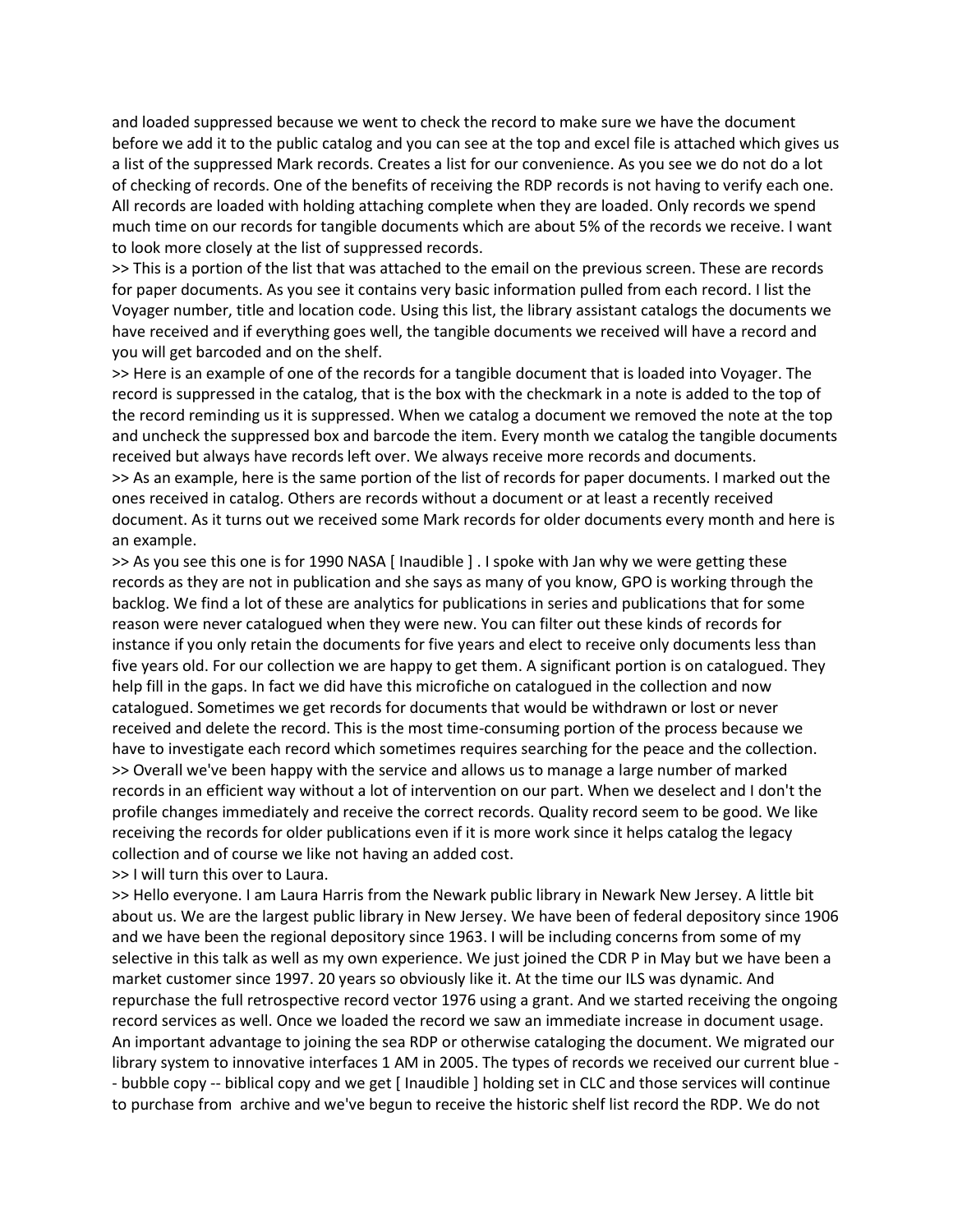and loaded suppressed because we went to check the record to make sure we have the document before we add it to the public catalog and you can see at the top and excel file is attached which gives us a list of the suppressed Mark records. Creates a list for our convenience. As you see we do not do a lot of checking of records. One of the benefits of receiving the RDP records is not having to verify each one. All records are loaded with holding attaching complete when they are loaded. Only records we spend much time on our records for tangible documents which are about 5% of the records we receive. I want to look more closely at the list of suppressed records.

>> This is a portion of the list that was attached to the email on the previous screen. These are records for paper documents. As you see it contains very basic information pulled from each record. I list the Voyager number, title and location code. Using this list, the library assistant catalogs the documents we have received and if everything goes well, the tangible documents we received will have a record and you will get barcoded and on the shelf.

>> Here is an example of one of the records for a tangible document that is loaded into Voyager. The record is suppressed in the catalog, that is the box with the checkmark in a note is added to the top of the record reminding us it is suppressed. When we catalog a document we removed the note at the top and uncheck the suppressed box and barcode the item. Every month we catalog the tangible documents received but always have records left over. We always receive more records and documents.

>> As an example, here is the same portion of the list of records for paper documents. I marked out the ones received in catalog. Others are records without a document or at least a recently received document. As it turns out we received some Mark records for older documents every month and here is an example.

>> As you see this one is for 1990 NASA [ Inaudible ] . I spoke with Jan why we were getting these records as they are not in publication and she says as many of you know, GPO is working through the backlog. We find a lot of these are analytics for publications in series and publications that for some reason were never catalogued when they were new. You can filter out these kinds of records for instance if you only retain the documents for five years and elect to receive only documents less than five years old. For our collection we are happy to get them. A significant portion is on catalogued. They help fill in the gaps. In fact we did have this microfiche on catalogued in the collection and now catalogued. Sometimes we get records for documents that would be withdrawn or lost or never received and delete the record. This is the most time-consuming portion of the process because we have to investigate each record which sometimes requires searching for the peace and the collection.

>> Overall we've been happy with the service and allows us to manage a large number of marked records in an efficient way without a lot of intervention on our part. When we deselect and I don't the profile changes immediately and receive the correct records. Quality record seem to be good. We like receiving the records for older publications even if it is more work since it helps catalog the legacy collection and of course we like not having an added cost.

>> I will turn this over to Laura.

>> Hello everyone. I am Laura Harris from the Newark public library in Newark New Jersey. A little bit about us. We are the largest public library in New Jersey. We have been of federal depository since 1906 and we have been the regional depository since 1963. I will be including concerns from some of my selective in this talk as well as my own experience. We just joined the CDR P in May but we have been a market customer since 1997. 20 years so obviously like it. At the time our ILS was dynamic. And repurchase the full retrospective record vector 1976 using a grant. And we started receiving the ongoing record services as well. Once we loaded the record we saw an immediate increase in document usage. An important advantage to joining the sea RDP or otherwise cataloging the document. We migrated our library system to innovative interfaces 1 AM in 2005. The types of records we received our current blue -- bubble copy -- biblical copy and we get [ Inaudible ] holding set in CLC and those services will continue to purchase from archive and we've begun to receive the historic shelf list record the RDP. We do not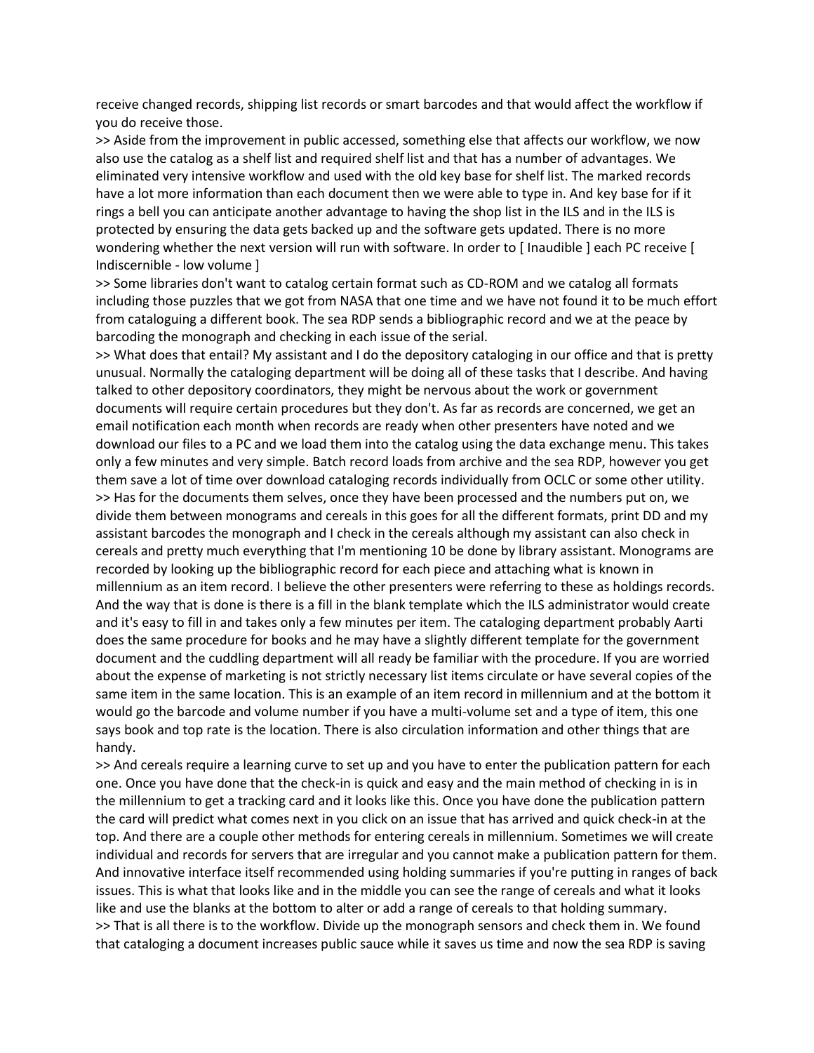receive changed records, shipping list records or smart barcodes and that would affect the workflow if you do receive those.

>> Aside from the improvement in public accessed, something else that affects our workflow, we now also use the catalog as a shelf list and required shelf list and that has a number of advantages. We eliminated very intensive workflow and used with the old key base for shelf list. The marked records have a lot more information than each document then we were able to type in. And key base for if it rings a bell you can anticipate another advantage to having the shop list in the ILS and in the ILS is protected by ensuring the data gets backed up and the software gets updated. There is no more wondering whether the next version will run with software. In order to [ Inaudible ] each PC receive [ Indiscernible - low volume ]

>> Some libraries don't want to catalog certain format such as CD-ROM and we catalog all formats including those puzzles that we got from NASA that one time and we have not found it to be much effort from cataloguing a different book. The sea RDP sends a bibliographic record and we at the peace by barcoding the monograph and checking in each issue of the serial.

>> What does that entail? My assistant and I do the depository cataloging in our office and that is pretty unusual. Normally the cataloging department will be doing all of these tasks that I describe. And having talked to other depository coordinators, they might be nervous about the work or government documents will require certain procedures but they don't. As far as records are concerned, we get an email notification each month when records are ready when other presenters have noted and we download our files to a PC and we load them into the catalog using the data exchange menu. This takes only a few minutes and very simple. Batch record loads from archive and the sea RDP, however you get them save a lot of time over download cataloging records individually from OCLC or some other utility.

>> Has for the documents them selves, once they have been processed and the numbers put on, we divide them between monograms and cereals in this goes for all the different formats, print DD and my assistant barcodes the monograph and I check in the cereals although my assistant can also check in cereals and pretty much everything that I'm mentioning 10 be done by library assistant. Monograms are recorded by looking up the bibliographic record for each piece and attaching what is known in millennium as an item record. I believe the other presenters were referring to these as holdings records. And the way that is done is there is a fill in the blank template which the ILS administrator would create and it's easy to fill in and takes only a few minutes per item. The cataloging department probably Aarti does the same procedure for books and he may have a slightly different template for the government document and the cuddling department will all ready be familiar with the procedure. If you are worried about the expense of marketing is not strictly necessary list items circulate or have several copies of the same item in the same location. This is an example of an item record in millennium and at the bottom it would go the barcode and volume number if you have a multi-volume set and a type of item, this one says book and top rate is the location. There is also circulation information and other things that are handy.

>> And cereals require a learning curve to set up and you have to enter the publication pattern for each one. Once you have done that the check-in is quick and easy and the main method of checking in is in the millennium to get a tracking card and it looks like this. Once you have done the publication pattern the card will predict what comes next in you click on an issue that has arrived and quick check-in at the top. And there are a couple other methods for entering cereals in millennium. Sometimes we will create individual and records for servers that are irregular and you cannot make a publication pattern for them. And innovative interface itself recommended using holding summaries if you're putting in ranges of back issues. This is what that looks like and in the middle you can see the range of cereals and what it looks like and use the blanks at the bottom to alter or add a range of cereals to that holding summary.

>> That is all there is to the workflow. Divide up the monograph sensors and check them in. We found that cataloging a document increases public sauce while it saves us time and now the sea RDP is saving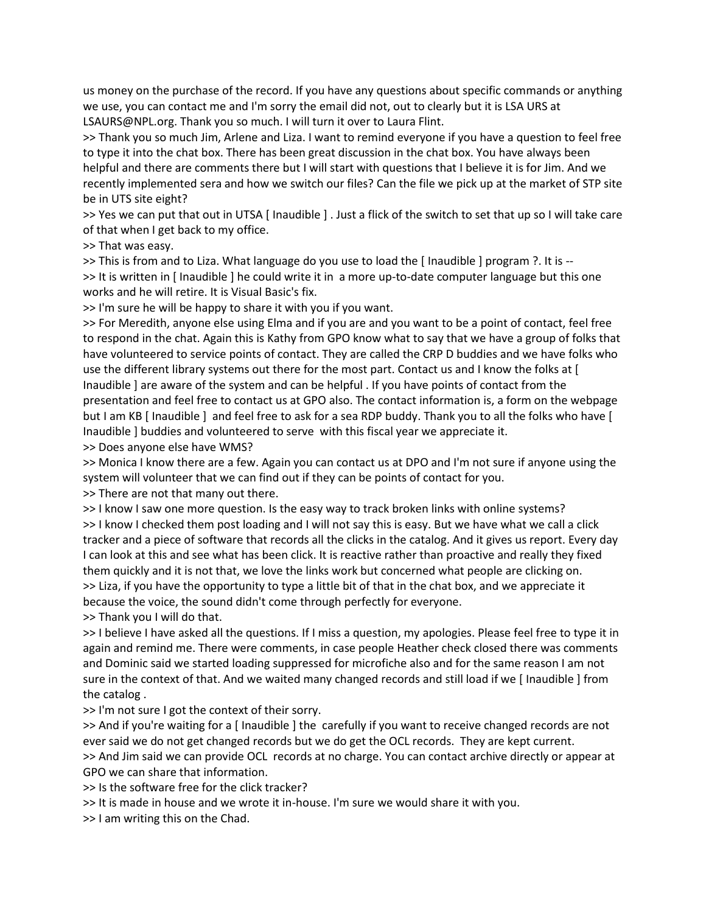us money on the purchase of the record. If you have any questions about specific commands or anything we use, you can contact me and I'm sorry the email did not, out to clearly but it is LSA URS at LSAURS@NPL.org. Thank you so much. I will turn it over to Laura Flint.

>> Thank you so much Jim, Arlene and Liza. I want to remind everyone if you have a question to feel free to type it into the chat box. There has been great discussion in the chat box. You have always been helpful and there are comments there but I will start with questions that I believe it is for Jim. And we recently implemented sera and how we switch our files? Can the file we pick up at the market of STP site be in UTS site eight?

>> Yes we can put that out in UTSA [ Inaudible ] . Just a flick of the switch to set that up so I will take care of that when I get back to my office.

>> That was easy.

>> This is from and to Liza. What language do you use to load the [ Inaudible ] program ?. It is --

>> It is written in [ Inaudible ] he could write it in a more up-to-date computer language but this one works and he will retire. It is Visual Basic's fix.

>> I'm sure he will be happy to share it with you if you want.

>> For Meredith, anyone else using Elma and if you are and you want to be a point of contact, feel free to respond in the chat. Again this is Kathy from GPO know what to say that we have a group of folks that have volunteered to service points of contact. They are called the CRP D buddies and we have folks who use the different library systems out there for the most part. Contact us and I know the folks at [ Inaudible ] are aware of the system and can be helpful . If you have points of contact from the presentation and feel free to contact us at GPO also. The contact information is, a form on the webpage but I am KB [ Inaudible ] and feel free to ask for a sea RDP buddy. Thank you to all the folks who have [ Inaudible ] buddies and volunteered to serve with this fiscal year we appreciate it.

>> Does anyone else have WMS?

>> Monica I know there are a few. Again you can contact us at DPO and I'm not sure if anyone using the system will volunteer that we can find out if they can be points of contact for you.

>> There are not that many out there.

>> I know I saw one more question. Is the easy way to track broken links with online systems?

>> I know I checked them post loading and I will not say this is easy. But we have what we call a click tracker and a piece of software that records all the clicks in the catalog. And it gives us report. Every day I can look at this and see what has been click. It is reactive rather than proactive and really they fixed them quickly and it is not that, we love the links work but concerned what people are clicking on.

>> Liza, if you have the opportunity to type a little bit of that in the chat box, and we appreciate it because the voice, the sound didn't come through perfectly for everyone.

>> Thank you I will do that.

>> I believe I have asked all the questions. If I miss a question, my apologies. Please feel free to type it in again and remind me. There were comments, in case people Heather check closed there was comments and Dominic said we started loading suppressed for microfiche also and for the same reason I am not sure in the context of that. And we waited many changed records and still load if we [ Inaudible ] from the catalog .

>> I'm not sure I got the context of their sorry.

>> And if you're waiting for a [ Inaudible ] the carefully if you want to receive changed records are not ever said we do not get changed records but we do get the OCL records. They are kept current.

>> And Jim said we can provide OCL records at no charge. You can contact archive directly or appear at GPO we can share that information.

>> Is the software free for the click tracker?

>> It is made in house and we wrote it in-house. I'm sure we would share it with you.

>> I am writing this on the Chad.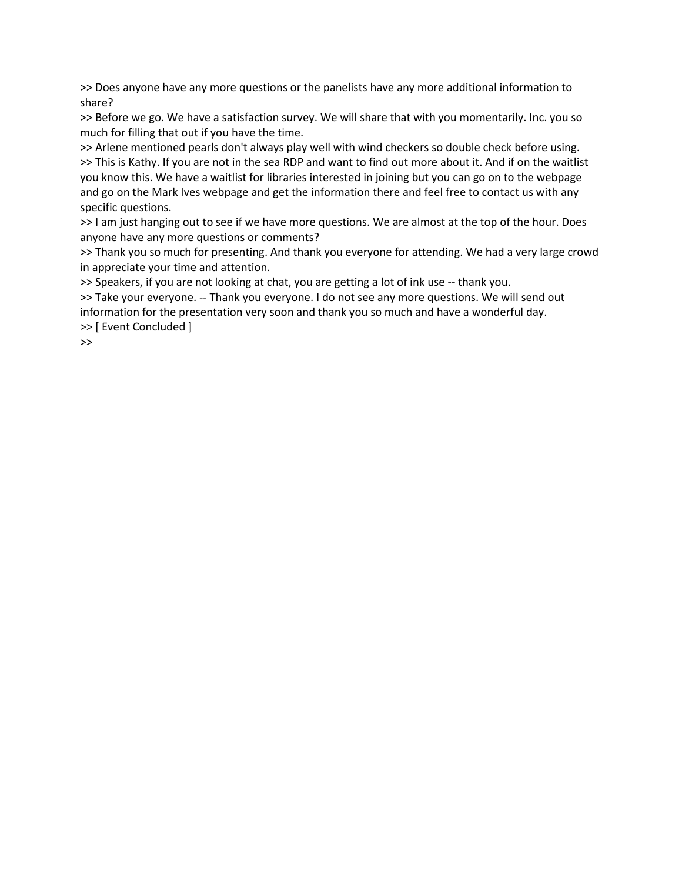>> Does anyone have any more questions or the panelists have any more additional information to share?

>> Before we go. We have a satisfaction survey. We will share that with you momentarily. Inc. you so much for filling that out if you have the time.

>> Arlene mentioned pearls don't always play well with wind checkers so double check before using.

>> This is Kathy. If you are not in the sea RDP and want to find out more about it. And if on the waitlist you know this. We have a waitlist for libraries interested in joining but you can go on to the webpage and go on the Mark Ives webpage and get the information there and feel free to contact us with any specific questions.

>> I am just hanging out to see if we have more questions. We are almost at the top of the hour. Does anyone have any more questions or comments?

>> Thank you so much for presenting. And thank you everyone for attending. We had a very large crowd in appreciate your time and attention.

>> Speakers, if you are not looking at chat, you are getting a lot of ink use -- thank you.

>> Take your everyone. -- Thank you everyone. I do not see any more questions. We will send out information for the presentation very soon and thank you so much and have a wonderful day.

>> [ Event Concluded ]

>>